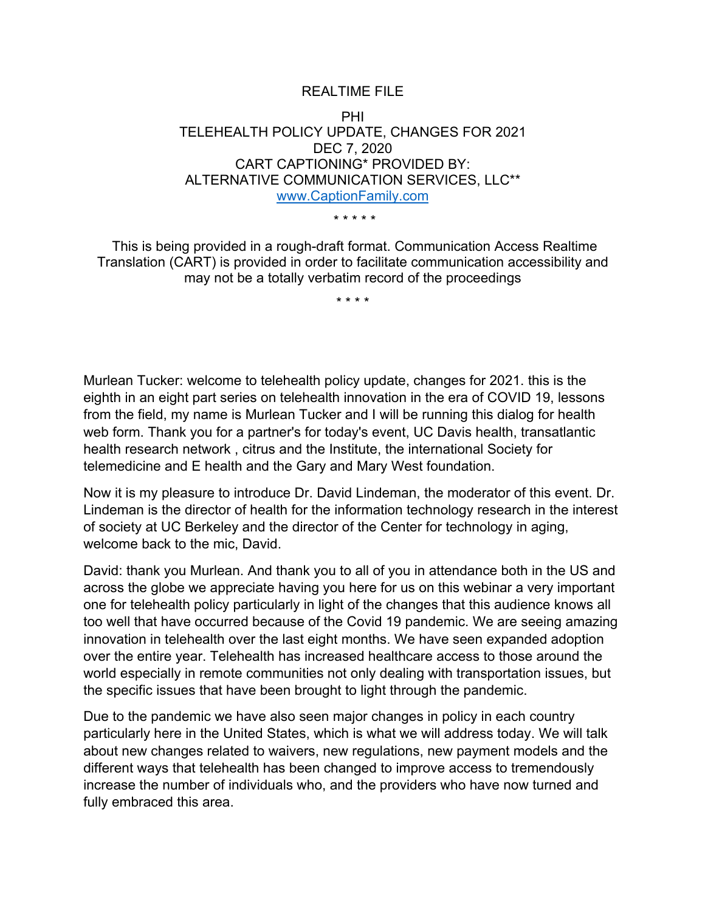REALTIME FILE

PHI
TELEHEALTH POLICY UPDATE, CHANGES FOR 2021
DEC 7, 2020
CART CAPTIONING* PROVIDED BY:
ALTERNATIVE COMMUNICATION SERVICES, LLC**
[www.CaptionFamily.com](http://www.CaptionFamily.com)

* * * * *

This is being provided in a rough-draft format. Communication Access Realtime Translation (CART) is provided in order to facilitate communication accessibility and may not be a totally verbatim record of the proceedings

* * * *

Murlean Tucker: welcome to telehealth policy update, changes for 2021. this is the eighth in an eight part series on telehealth innovation in the era of COVID 19, lessons from the field, my name is Murlean Tucker and I will be running this dialog for health web form. Thank you for a partner's for today's event, UC Davis health, transatlantic health research network , citrus and the Institute, the international Society for telemedicine and E health and the Gary and Mary West foundation.

Now it is my pleasure to introduce Dr. David Lindeman, the moderator of this event. Dr. Lindeman is the director of health for the information technology research in the interest of society at UC Berkeley and the director of the Center for technology in aging, welcome back to the mic, David.

David: thank you Murlean. And thank you to all of you in attendance both in the US and across the globe we appreciate having you here for us on this webinar a very important one for telehealth policy particularly in light of the changes that this audience knows all too well that have occurred because of the Covid 19 pandemic. We are seeing amazing innovation in telehealth over the last eight months. We have seen expanded adoption over the entire year. Telehealth has increased healthcare access to those around the world especially in remote communities not only dealing with transportation issues, but the specific issues that have been brought to light through the pandemic.

Due to the pandemic we have also seen major changes in policy in each country particularly here in the United States, which is what we will address today. We will talk about new changes related to waivers, new regulations, new payment models and the different ways that telehealth has been changed to improve access to tremendously increase the number of individuals who, and the providers who have now turned and fully embraced this area.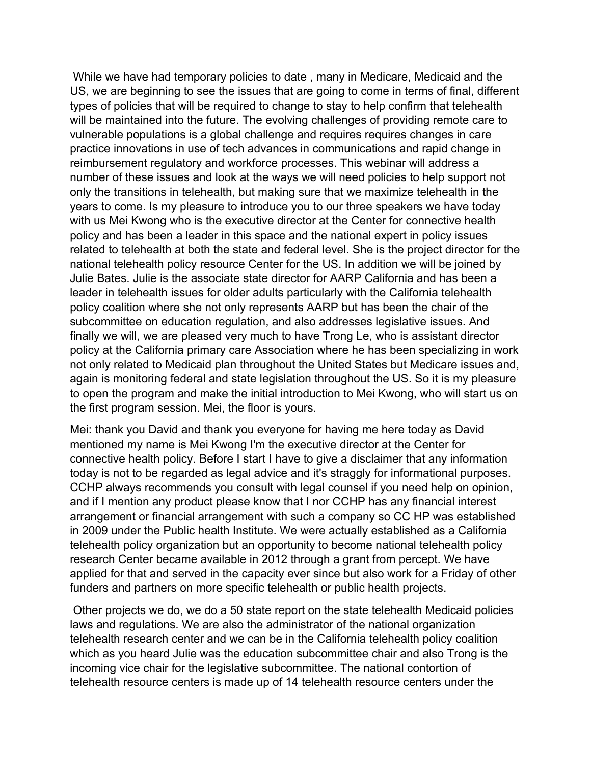While we have had temporary policies to date , many in Medicare, Medicaid and the US, we are beginning to see the issues that are going to come in terms of final, different types of policies that will be required to change to stay to help confirm that telehealth will be maintained into the future. The evolving challenges of providing remote care to vulnerable populations is a global challenge and requires requires changes in care practice innovations in use of tech advances in communications and rapid change in reimbursement regulatory and workforce processes. This webinar will address a number of these issues and look at the ways we will need policies to help support not only the transitions in telehealth, but making sure that we maximize telehealth in the years to come. Is my pleasure to introduce you to our three speakers we have today with us Mei Kwong who is the executive director at the Center for connective health policy and has been a leader in this space and the national expert in policy issues related to telehealth at both the state and federal level. She is the project director for the national telehealth policy resource Center for the US. In addition we will be joined by Julie Bates. Julie is the associate state director for AARP California and has been a leader in telehealth issues for older adults particularly with the California telehealth policy coalition where she not only represents AARP but has been the chair of the subcommittee on education regulation, and also addresses legislative issues. And finally we will, we are pleased very much to have Trong Le, who is assistant director policy at the California primary care Association where he has been specializing in work not only related to Medicaid plan throughout the United States but Medicare issues and, again is monitoring federal and state legislation throughout the US. So it is my pleasure to open the program and make the initial introduction to Mei Kwong, who will start us on the first program session. Mei, the floor is yours.

Mei: thank you David and thank you everyone for having me here today as David mentioned my name is Mei Kwong I'm the executive director at the Center for connective health policy. Before I start I have to give a disclaimer that any information today is not to be regarded as legal advice and it's straggly for informational purposes. CCHP always recommends you consult with legal counsel if you need help on opinion, and if I mention any product please know that I nor CCHP has any financial interest arrangement or financial arrangement with such a company so CC HP was established in 2009 under the Public health Institute. We were actually established as a California telehealth policy organization but an opportunity to become national telehealth policy research Center became available in 2012 through a grant from percept. We have applied for that and served in the capacity ever since but also work for a Friday of other funders and partners on more specific telehealth or public health projects.

Other projects we do, we do a 50 state report on the state telehealth Medicaid policies laws and regulations. We are also the administrator of the national organization telehealth research center and we can be in the California telehealth policy coalition which as you heard Julie was the education subcommittee chair and also Trong is the incoming vice chair for the legislative subcommittee. The national contortion of telehealth resource centers is made up of 14 telehealth resource centers under the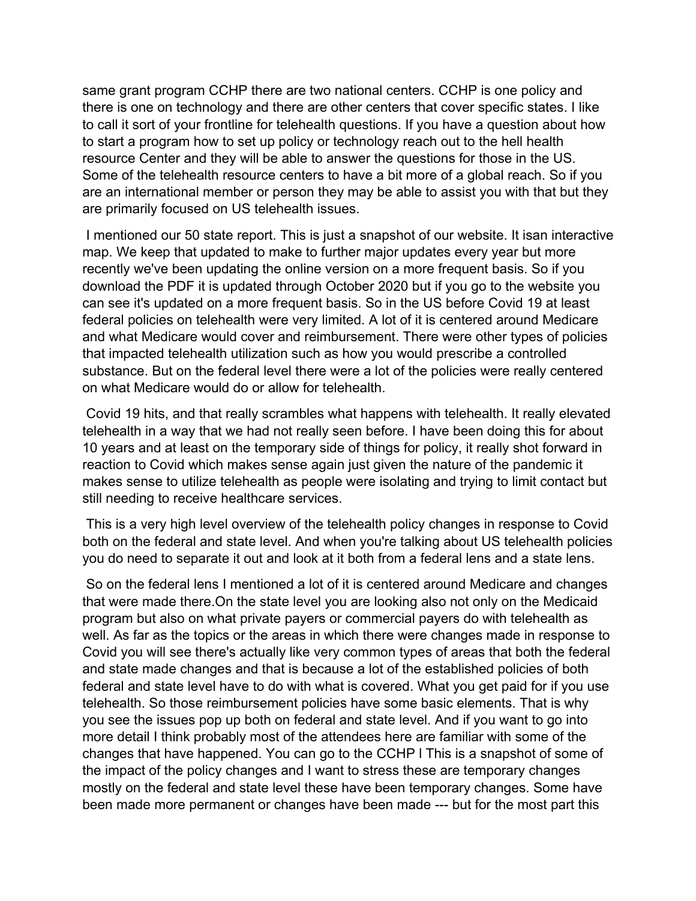same grant program CCHP there are two national centers. CCHP is one policy and there is one on technology and there are other centers that cover specific states. I like to call it sort of your frontline for telehealth questions. If you have a question about how to start a program how to set up policy or technology reach out to the hell health resource Center and they will be able to answer the questions for those in the US. Some of the telehealth resource centers to have a bit more of a global reach. So if you are an international member or person they may be able to assist you with that but they are primarily focused on US telehealth issues.

I mentioned our 50 state report. This is just a snapshot of our website. It isan interactive map. We keep that updated to make to further major updates every year but more recently we've been updating the online version on a more frequent basis. So if you download the PDF it is updated through October 2020 but if you go to the website you can see it's updated on a more frequent basis. So in the US before Covid 19 at least federal policies on telehealth were very limited. A lot of it is centered around Medicare and what Medicare would cover and reimbursement. There were other types of policies that impacted telehealth utilization such as how you would prescribe a controlled substance. But on the federal level there were a lot of the policies were really centered on what Medicare would do or allow for telehealth.

Covid 19 hits, and that really scrambles what happens with telehealth. It really elevated telehealth in a way that we had not really seen before. I have been doing this for about 10 years and at least on the temporary side of things for policy, it really shot forward in reaction to Covid which makes sense again just given the nature of the pandemic it makes sense to utilize telehealth as people were isolating and trying to limit contact but still needing to receive healthcare services.

This is a very high level overview of the telehealth policy changes in response to Covid both on the federal and state level. And when you're talking about US telehealth policies you do need to separate it out and look at it both from a federal lens and a state lens.

So on the federal lens I mentioned a lot of it is centered around Medicare and changes that were made there.On the state level you are looking also not only on the Medicaid program but also on what private payers or commercial payers do with telehealth as well. As far as the topics or the areas in which there were changes made in response to Covid you will see there's actually like very common types of areas that both the federal and state made changes and that is because a lot of the established policies of both federal and state level have to do with what is covered. What you get paid for if you use telehealth. So those reimbursement policies have some basic elements. That is why you see the issues pop up both on federal and state level. And if you want to go into more detail I think probably most of the attendees here are familiar with some of the changes that have happened. You can go to the CCHP l This is a snapshot of some of the impact of the policy changes and I want to stress these are temporary changes mostly on the federal and state level these have been temporary changes. Some have been made more permanent or changes have been made --- but for the most part this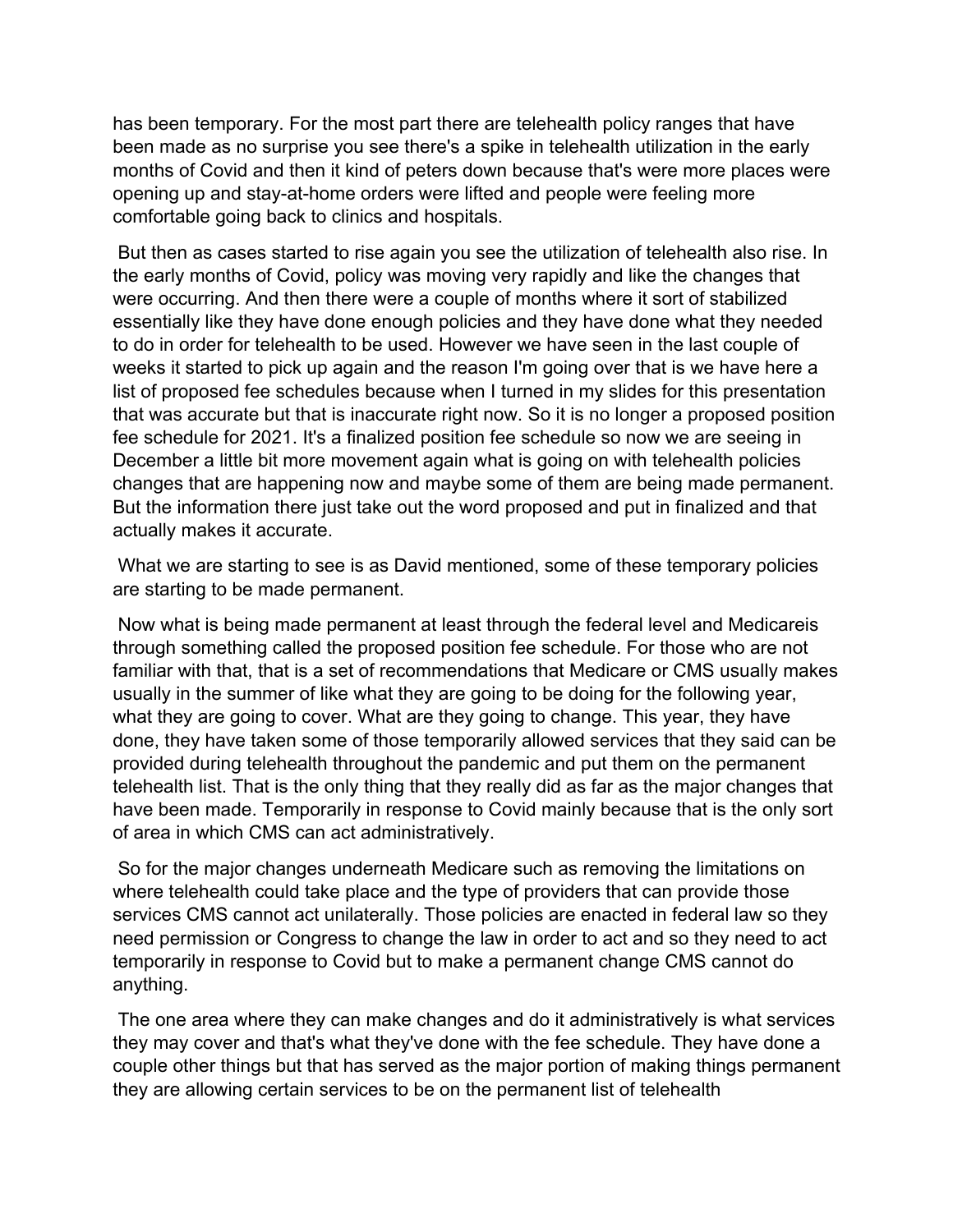has been temporary. For the most part there are telehealth policy ranges that have been made as no surprise you see there's a spike in telehealth utilization in the early months of Covid and then it kind of peters down because that's were more places were opening up and stay-at-home orders were lifted and people were feeling more comfortable going back to clinics and hospitals.

But then as cases started to rise again you see the utilization of telehealth also rise. In the early months of Covid, policy was moving very rapidly and like the changes that were occurring. And then there were a couple of months where it sort of stabilized essentially like they have done enough policies and they have done what they needed to do in order for telehealth to be used. However we have seen in the last couple of weeks it started to pick up again and the reason I'm going over that is we have here a list of proposed fee schedules because when I turned in my slides for this presentation that was accurate but that is inaccurate right now. So it is no longer a proposed position fee schedule for 2021. It's a finalized position fee schedule so now we are seeing in December a little bit more movement again what is going on with telehealth policies changes that are happening now and maybe some of them are being made permanent. But the information there just take out the word proposed and put in finalized and that actually makes it accurate.

What we are starting to see is as David mentioned, some of these temporary policies are starting to be made permanent.

Now what is being made permanent at least through the federal level and Medicareis through something called the proposed position fee schedule. For those who are not familiar with that, that is a set of recommendations that Medicare or CMS usually makes usually in the summer of like what they are going to be doing for the following year, what they are going to cover. What are they going to change. This year, they have done, they have taken some of those temporarily allowed services that they said can be provided during telehealth throughout the pandemic and put them on the permanent telehealth list. That is the only thing that they really did as far as the major changes that have been made. Temporarily in response to Covid mainly because that is the only sort of area in which CMS can act administratively.

So for the major changes underneath Medicare such as removing the limitations on where telehealth could take place and the type of providers that can provide those services CMS cannot act unilaterally. Those policies are enacted in federal law so they need permission or Congress to change the law in order to act and so they need to act temporarily in response to Covid but to make a permanent change CMS cannot do anything.

The one area where they can make changes and do it administratively is what services they may cover and that's what they've done with the fee schedule. They have done a couple other things but that has served as the major portion of making things permanent they are allowing certain services to be on the permanent list of telehealth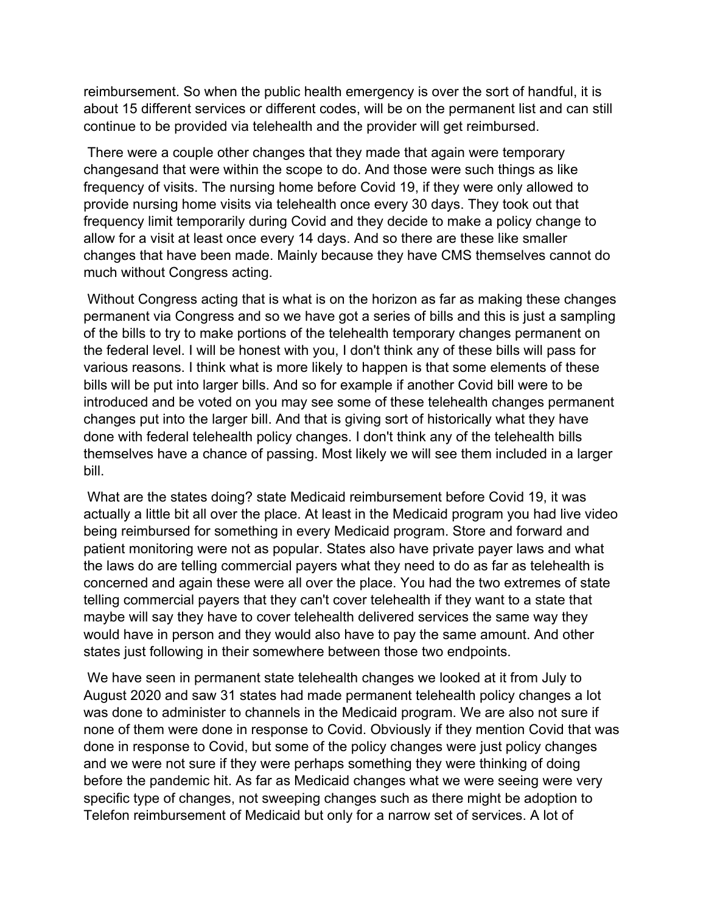reimbursement. So when the public health emergency is over the sort of handful, it is about 15 different services or different codes, will be on the permanent list and can still continue to be provided via telehealth and the provider will get reimbursed.

There were a couple other changes that they made that again were temporary changesand that were within the scope to do. And those were such things as like frequency of visits. The nursing home before Covid 19, if they were only allowed to provide nursing home visits via telehealth once every 30 days. They took out that frequency limit temporarily during Covid and they decide to make a policy change to allow for a visit at least once every 14 days. And so there are these like smaller changes that have been made. Mainly because they have CMS themselves cannot do much without Congress acting.

Without Congress acting that is what is on the horizon as far as making these changes permanent via Congress and so we have got a series of bills and this is just a sampling of the bills to try to make portions of the telehealth temporary changes permanent on the federal level. I will be honest with you, I don't think any of these bills will pass for various reasons. I think what is more likely to happen is that some elements of these bills will be put into larger bills. And so for example if another Covid bill were to be introduced and be voted on you may see some of these telehealth changes permanent changes put into the larger bill. And that is giving sort of historically what they have done with federal telehealth policy changes. I don't think any of the telehealth bills themselves have a chance of passing. Most likely we will see them included in a larger bill.

What are the states doing? state Medicaid reimbursement before Covid 19, it was actually a little bit all over the place. At least in the Medicaid program you had live video being reimbursed for something in every Medicaid program. Store and forward and patient monitoring were not as popular. States also have private payer laws and what the laws do are telling commercial payers what they need to do as far as telehealth is concerned and again these were all over the place. You had the two extremes of state telling commercial payers that they can't cover telehealth if they want to a state that maybe will say they have to cover telehealth delivered services the same way they would have in person and they would also have to pay the same amount. And other states just following in their somewhere between those two endpoints.

We have seen in permanent state telehealth changes we looked at it from July to August 2020 and saw 31 states had made permanent telehealth policy changes a lot was done to administer to channels in the Medicaid program. We are also not sure if none of them were done in response to Covid. Obviously if they mention Covid that was done in response to Covid, but some of the policy changes were just policy changes and we were not sure if they were perhaps something they were thinking of doing before the pandemic hit. As far as Medicaid changes what we were seeing were very specific type of changes, not sweeping changes such as there might be adoption to Telefon reimbursement of Medicaid but only for a narrow set of services. A lot of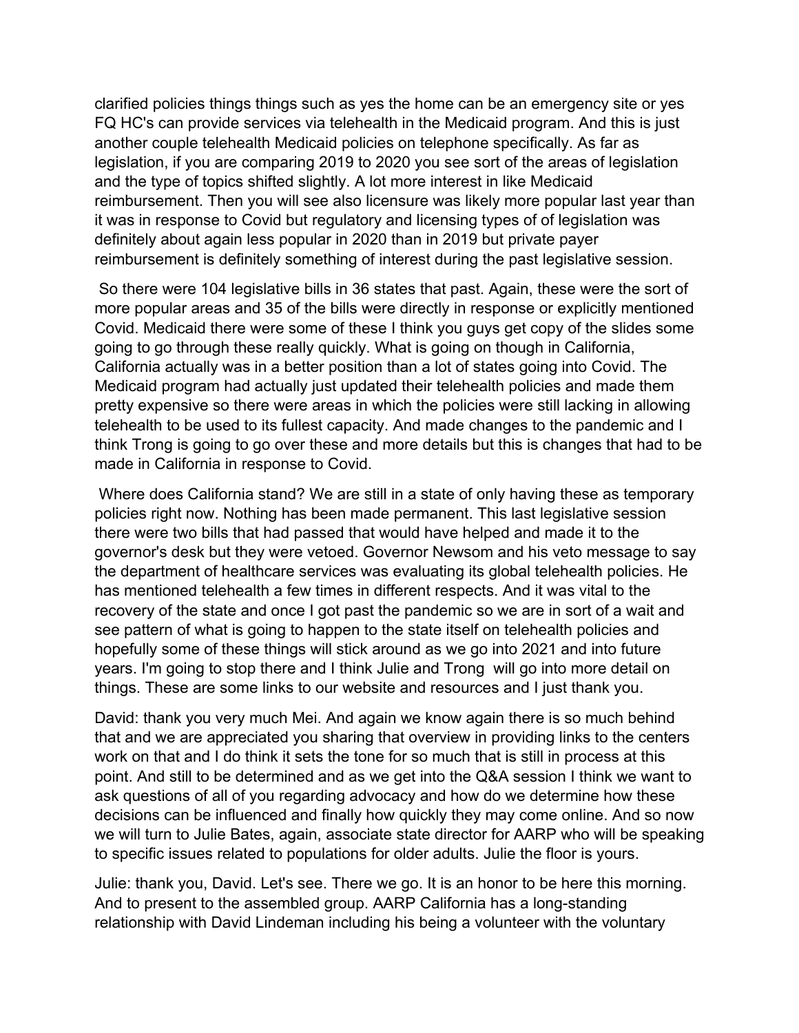clarified policies things things such as yes the home can be an emergency site or yes FQ HC's can provide services via telehealth in the Medicaid program. And this is just another couple telehealth Medicaid policies on telephone specifically. As far as legislation, if you are comparing 2019 to 2020 you see sort of the areas of legislation and the type of topics shifted slightly. A lot more interest in like Medicaid reimbursement. Then you will see also licensure was likely more popular last year than it was in response to Covid but regulatory and licensing types of of legislation was definitely about again less popular in 2020 than in 2019 but private payer reimbursement is definitely something of interest during the past legislative session.

So there were 104 legislative bills in 36 states that past. Again, these were the sort of more popular areas and 35 of the bills were directly in response or explicitly mentioned Covid. Medicaid there were some of these I think you guys get copy of the slides some going to go through these really quickly. What is going on though in California, California actually was in a better position than a lot of states going into Covid. The Medicaid program had actually just updated their telehealth policies and made them pretty expensive so there were areas in which the policies were still lacking in allowing telehealth to be used to its fullest capacity. And made changes to the pandemic and I think Trong is going to go over these and more details but this is changes that had to be made in California in response to Covid.

Where does California stand? We are still in a state of only having these as temporary policies right now. Nothing has been made permanent. This last legislative session there were two bills that had passed that would have helped and made it to the governor's desk but they were vetoed. Governor Newsom and his veto message to say the department of healthcare services was evaluating its global telehealth policies. He has mentioned telehealth a few times in different respects. And it was vital to the recovery of the state and once I got past the pandemic so we are in sort of a wait and see pattern of what is going to happen to the state itself on telehealth policies and hopefully some of these things will stick around as we go into 2021 and into future years. I'm going to stop there and I think Julie and Trong will go into more detail on things. These are some links to our website and resources and I just thank you.

David: thank you very much Mei. And again we know again there is so much behind that and we are appreciated you sharing that overview in providing links to the centers work on that and I do think it sets the tone for so much that is still in process at this point. And still to be determined and as we get into the Q&A session I think we want to ask questions of all of you regarding advocacy and how do we determine how these decisions can be influenced and finally how quickly they may come online. And so now we will turn to Julie Bates, again, associate state director for AARP who will be speaking to specific issues related to populations for older adults. Julie the floor is yours.

Julie: thank you, David. Let's see. There we go. It is an honor to be here this morning. And to present to the assembled group. AARP California has a long-standing relationship with David Lindeman including his being a volunteer with the voluntary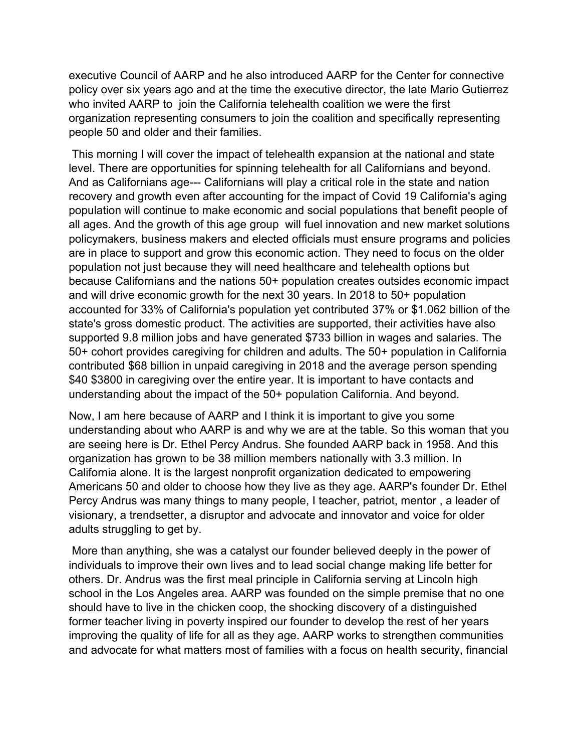executive Council of AARP and he also introduced AARP for the Center for connective policy over six years ago and at the time the executive director, the late Mario Gutierrez who invited AARP to join the California telehealth coalition we were the first organization representing consumers to join the coalition and specifically representing people 50 and older and their families.

This morning I will cover the impact of telehealth expansion at the national and state level. There are opportunities for spinning telehealth for all Californians and beyond. And as Californians age--- Californians will play a critical role in the state and nation recovery and growth even after accounting for the impact of Covid 19 California's aging population will continue to make economic and social populations that benefit people of all ages. And the growth of this age group will fuel innovation and new market solutions policymakers, business makers and elected officials must ensure programs and policies are in place to support and grow this economic action. They need to focus on the older population not just because they will need healthcare and telehealth options but because Californians and the nations 50+ population creates outsides economic impact and will drive economic growth for the next 30 years. In 2018 to 50+ population accounted for 33% of California's population yet contributed 37% or $1.062 billion of the state's gross domestic product. The activities are supported, their activities have also supported 9.8 million jobs and have generated $733 billion in wages and salaries. The 50+ cohort provides caregiving for children and adults. The 50+ population in California contributed $68 billion in unpaid caregiving in 2018 and the average person spending $40 $3800 in caregiving over the entire year. It is important to have contacts and understanding about the impact of the 50+ population California. And beyond.

Now, I am here because of AARP and I think it is important to give you some understanding about who AARP is and why we are at the table. So this woman that you are seeing here is Dr. Ethel Percy Andrus. She founded AARP back in 1958. And this organization has grown to be 38 million members nationally with 3.3 million. In California alone. It is the largest nonprofit organization dedicated to empowering Americans 50 and older to choose how they live as they age. AARP's founder Dr. Ethel Percy Andrus was many things to many people, I teacher, patriot, mentor , a leader of visionary, a trendsetter, a disruptor and advocate and innovator and voice for older adults struggling to get by.

More than anything, she was a catalyst our founder believed deeply in the power of individuals to improve their own lives and to lead social change making life better for others. Dr. Andrus was the first meal principle in California serving at Lincoln high school in the Los Angeles area. AARP was founded on the simple premise that no one should have to live in the chicken coop, the shocking discovery of a distinguished former teacher living in poverty inspired our founder to develop the rest of her years improving the quality of life for all as they age. AARP works to strengthen communities and advocate for what matters most of families with a focus on health security, financial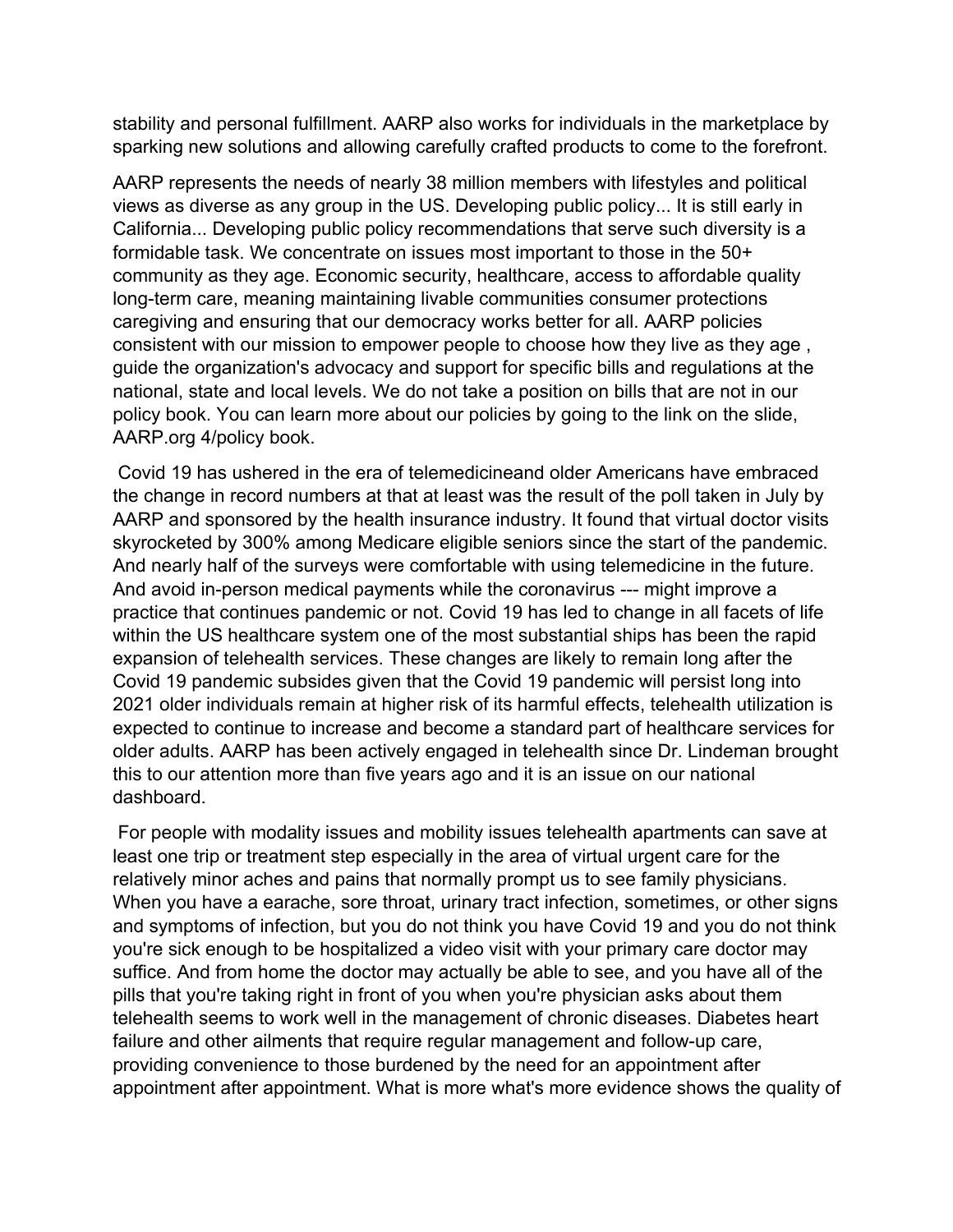stability and personal fulfillment. AARP also works for individuals in the marketplace by sparking new solutions and allowing carefully crafted products to come to the forefront.

AARP represents the needs of nearly 38 million members with lifestyles and political views as diverse as any group in the US. Developing public policy... It is still early in California... Developing public policy recommendations that serve such diversity is a formidable task. We concentrate on issues most important to those in the 50+ community as they age. Economic security, healthcare, access to affordable quality long-term care, meaning maintaining livable communities consumer protections caregiving and ensuring that our democracy works better for all. AARP policies consistent with our mission to empower people to choose how they live as they age , guide the organization's advocacy and support for specific bills and regulations at the national, state and local levels. We do not take a position on bills that are not in our policy book. You can learn more about our policies by going to the link on the slide, AARP.org 4/policy book.

Covid 19 has ushered in the era of telemedicineand older Americans have embraced the change in record numbers at that at least was the result of the poll taken in July by AARP and sponsored by the health insurance industry. It found that virtual doctor visits skyrocketed by 300% among Medicare eligible seniors since the start of the pandemic. And nearly half of the surveys were comfortable with using telemedicine in the future. And avoid in-person medical payments while the coronavirus --- might improve a practice that continues pandemic or not. Covid 19 has led to change in all facets of life within the US healthcare system one of the most substantial ships has been the rapid expansion of telehealth services. These changes are likely to remain long after the Covid 19 pandemic subsides given that the Covid 19 pandemic will persist long into 2021 older individuals remain at higher risk of its harmful effects, telehealth utilization is expected to continue to increase and become a standard part of healthcare services for older adults. AARP has been actively engaged in telehealth since Dr. Lindeman brought this to our attention more than five years ago and it is an issue on our national dashboard.

For people with modality issues and mobility issues telehealth apartments can save at least one trip or treatment step especially in the area of virtual urgent care for the relatively minor aches and pains that normally prompt us to see family physicians. When you have a earache, sore throat, urinary tract infection, sometimes, or other signs and symptoms of infection, but you do not think you have Covid 19 and you do not think you're sick enough to be hospitalized a video visit with your primary care doctor may suffice. And from home the doctor may actually be able to see, and you have all of the pills that you're taking right in front of you when you're physician asks about them telehealth seems to work well in the management of chronic diseases. Diabetes heart failure and other ailments that require regular management and follow-up care, providing convenience to those burdened by the need for an appointment after appointment after appointment. What is more what's more evidence shows the quality of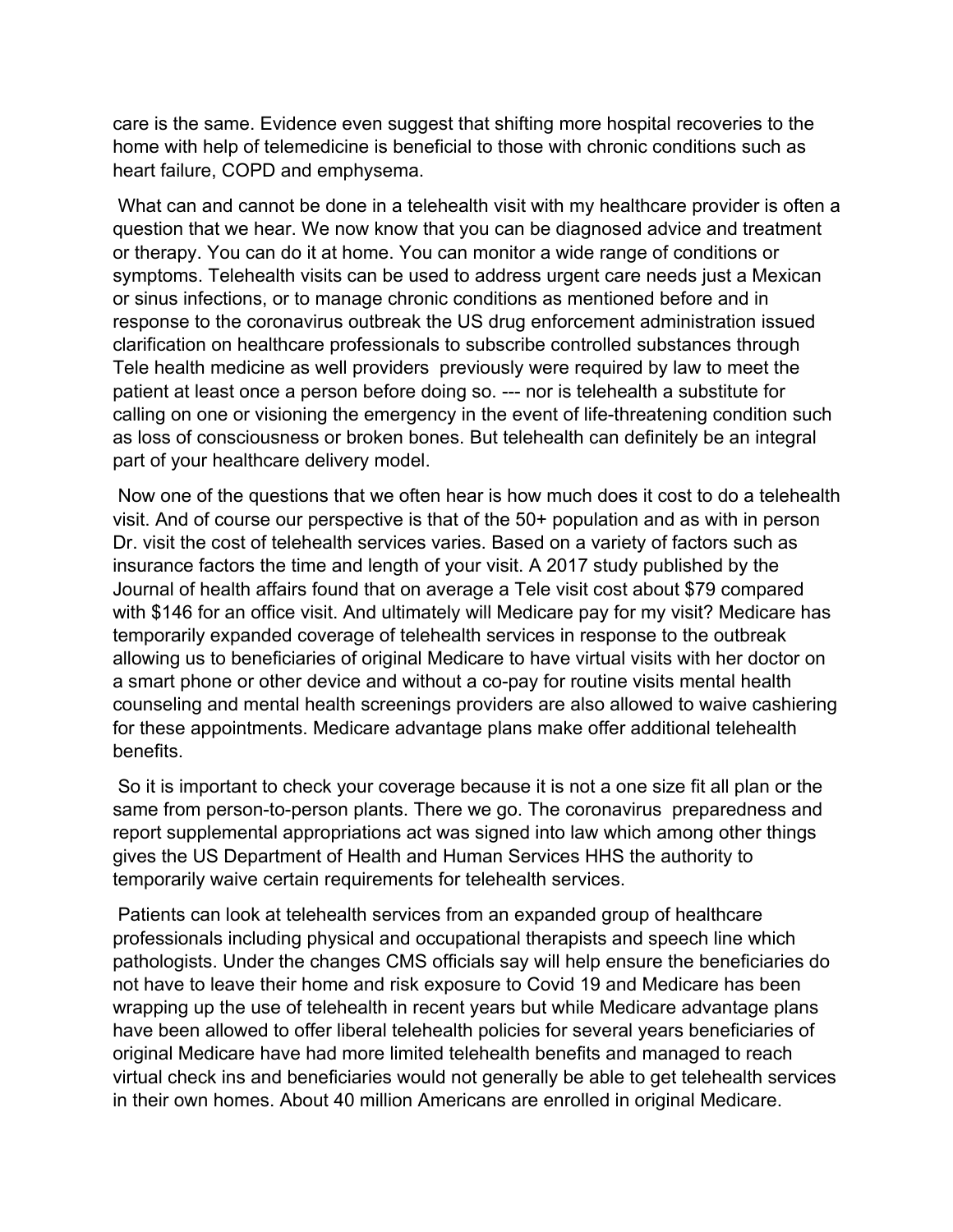care is the same. Evidence even suggest that shifting more hospital recoveries to the home with help of telemedicine is beneficial to those with chronic conditions such as heart failure, COPD and emphysema.

What can and cannot be done in a telehealth visit with my healthcare provider is often a question that we hear. We now know that you can be diagnosed advice and treatment or therapy. You can do it at home. You can monitor a wide range of conditions or symptoms. Telehealth visits can be used to address urgent care needs just a Mexican or sinus infections, or to manage chronic conditions as mentioned before and in response to the coronavirus outbreak the US drug enforcement administration issued clarification on healthcare professionals to subscribe controlled substances through Tele health medicine as well providers previously were required by law to meet the patient at least once a person before doing so. --- nor is telehealth a substitute for calling on one or visioning the emergency in the event of life-threatening condition such as loss of consciousness or broken bones. But telehealth can definitely be an integral part of your healthcare delivery model.

Now one of the questions that we often hear is how much does it cost to do a telehealth visit. And of course our perspective is that of the 50+ population and as with in person Dr. visit the cost of telehealth services varies. Based on a variety of factors such as insurance factors the time and length of your visit. A 2017 study published by the Journal of health affairs found that on average a Tele visit cost about $79 compared with $146 for an office visit. And ultimately will Medicare pay for my visit? Medicare has temporarily expanded coverage of telehealth services in response to the outbreak allowing us to beneficiaries of original Medicare to have virtual visits with her doctor on a smart phone or other device and without a co-pay for routine visits mental health counseling and mental health screenings providers are also allowed to waive cashiering for these appointments. Medicare advantage plans make offer additional telehealth benefits.

So it is important to check your coverage because it is not a one size fit all plan or the same from person-to-person plants. There we go. The coronavirus preparedness and report supplemental appropriations act was signed into law which among other things gives the US Department of Health and Human Services HHS the authority to temporarily waive certain requirements for telehealth services.

Patients can look at telehealth services from an expanded group of healthcare professionals including physical and occupational therapists and speech line which pathologists. Under the changes CMS officials say will help ensure the beneficiaries do not have to leave their home and risk exposure to Covid 19 and Medicare has been wrapping up the use of telehealth in recent years but while Medicare advantage plans have been allowed to offer liberal telehealth policies for several years beneficiaries of original Medicare have had more limited telehealth benefits and managed to reach virtual check ins and beneficiaries would not generally be able to get telehealth services in their own homes. About 40 million Americans are enrolled in original Medicare.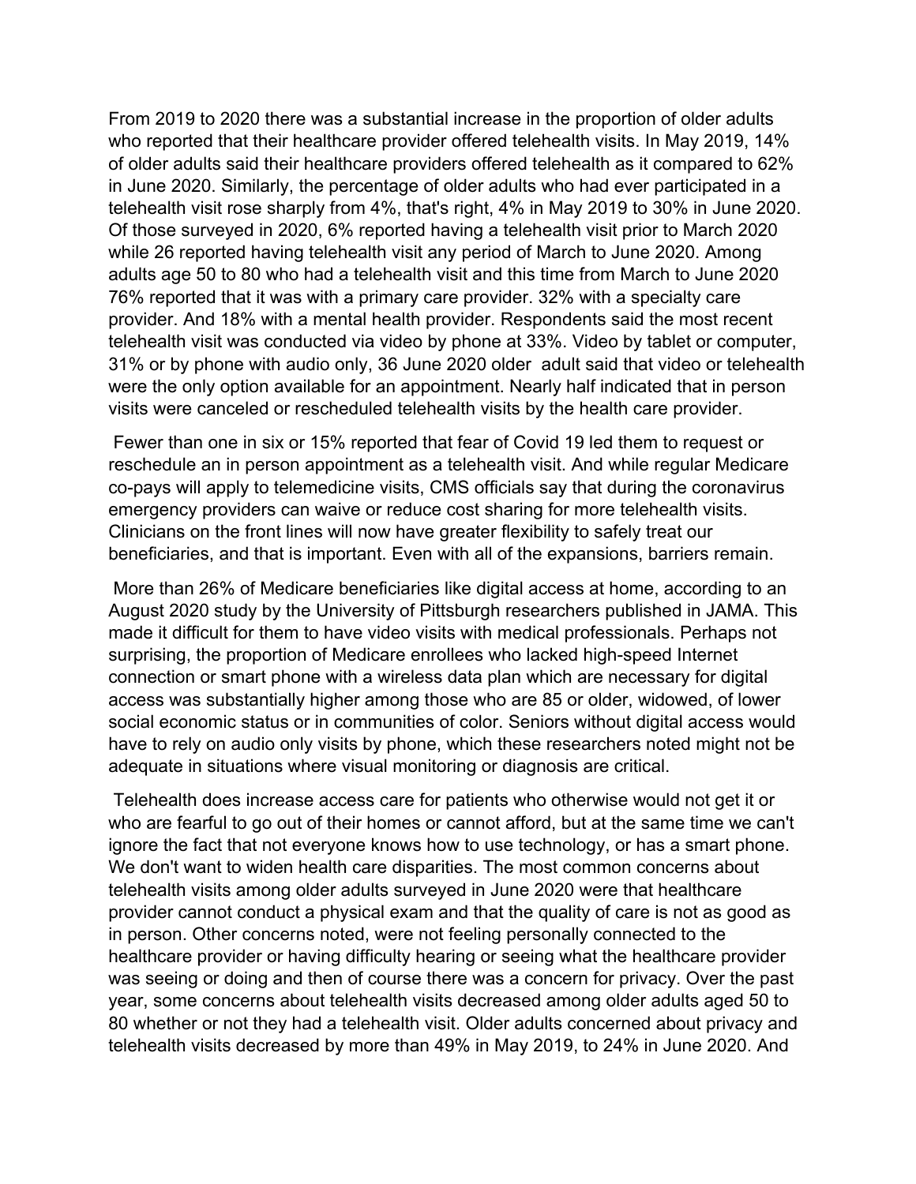From 2019 to 2020 there was a substantial increase in the proportion of older adults who reported that their healthcare provider offered telehealth visits. In May 2019, 14% of older adults said their healthcare providers offered telehealth as it compared to 62% in June 2020. Similarly, the percentage of older adults who had ever participated in a telehealth visit rose sharply from 4%, that's right, 4% in May 2019 to 30% in June 2020. Of those surveyed in 2020, 6% reported having a telehealth visit prior to March 2020 while 26 reported having telehealth visit any period of March to June 2020. Among adults age 50 to 80 who had a telehealth visit and this time from March to June 2020 76% reported that it was with a primary care provider. 32% with a specialty care provider. And 18% with a mental health provider. Respondents said the most recent telehealth visit was conducted via video by phone at 33%. Video by tablet or computer, 31% or by phone with audio only, 36 June 2020 older adult said that video or telehealth were the only option available for an appointment. Nearly half indicated that in person visits were canceled or rescheduled telehealth visits by the health care provider.

Fewer than one in six or 15% reported that fear of Covid 19 led them to request or reschedule an in person appointment as a telehealth visit. And while regular Medicare co-pays will apply to telemedicine visits, CMS officials say that during the coronavirus emergency providers can waive or reduce cost sharing for more telehealth visits. Clinicians on the front lines will now have greater flexibility to safely treat our beneficiaries, and that is important. Even with all of the expansions, barriers remain.

More than 26% of Medicare beneficiaries like digital access at home, according to an August 2020 study by the University of Pittsburgh researchers published in JAMA. This made it difficult for them to have video visits with medical professionals. Perhaps not surprising, the proportion of Medicare enrollees who lacked high-speed Internet connection or smart phone with a wireless data plan which are necessary for digital access was substantially higher among those who are 85 or older, widowed, of lower social economic status or in communities of color. Seniors without digital access would have to rely on audio only visits by phone, which these researchers noted might not be adequate in situations where visual monitoring or diagnosis are critical.

Telehealth does increase access care for patients who otherwise would not get it or who are fearful to go out of their homes or cannot afford, but at the same time we can't ignore the fact that not everyone knows how to use technology, or has a smart phone. We don't want to widen health care disparities. The most common concerns about telehealth visits among older adults surveyed in June 2020 were that healthcare provider cannot conduct a physical exam and that the quality of care is not as good as in person. Other concerns noted, were not feeling personally connected to the healthcare provider or having difficulty hearing or seeing what the healthcare provider was seeing or doing and then of course there was a concern for privacy. Over the past year, some concerns about telehealth visits decreased among older adults aged 50 to 80 whether or not they had a telehealth visit. Older adults concerned about privacy and telehealth visits decreased by more than 49% in May 2019, to 24% in June 2020. And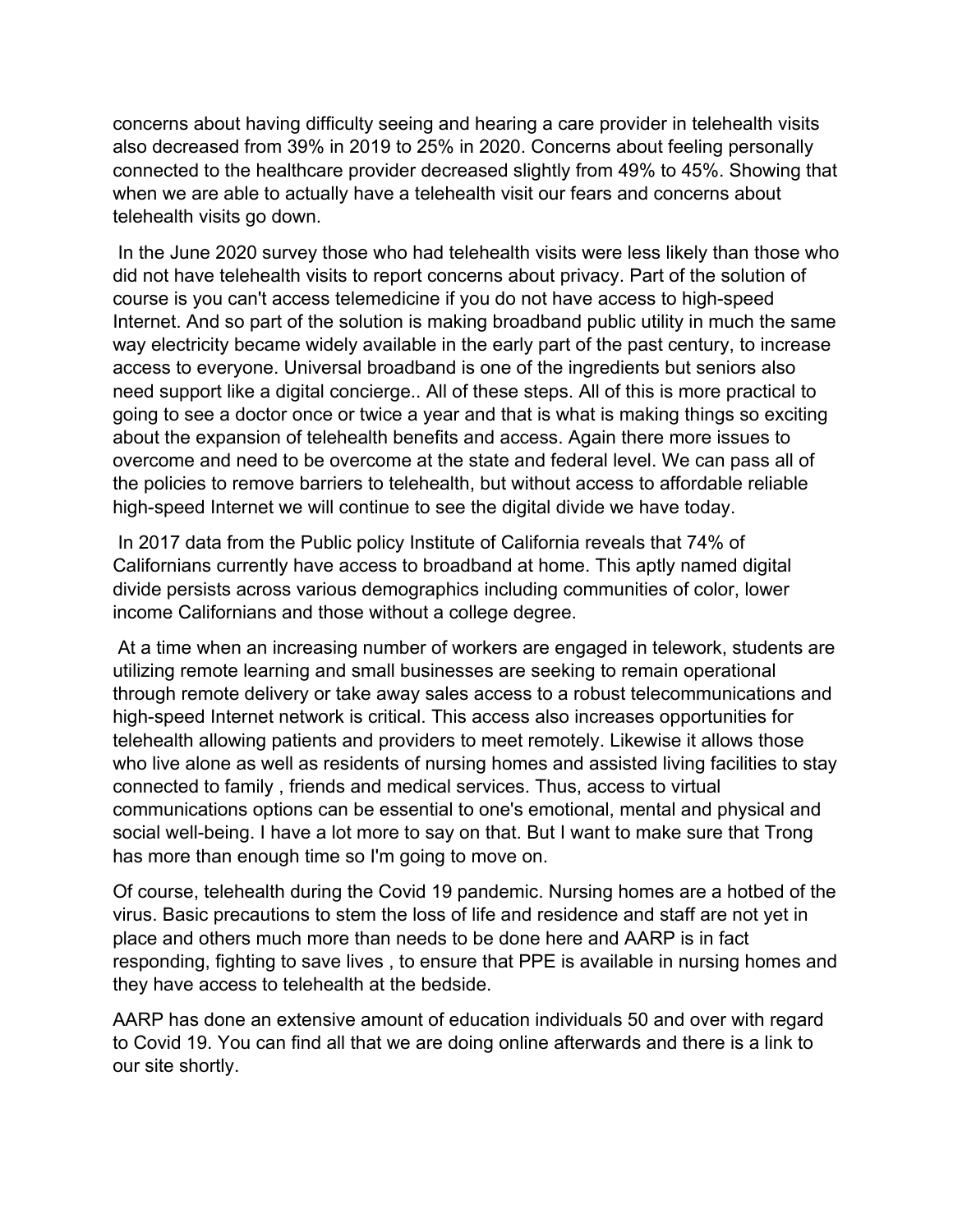concerns about having difficulty seeing and hearing a care provider in telehealth visits also decreased from 39% in 2019 to 25% in 2020. Concerns about feeling personally connected to the healthcare provider decreased slightly from 49% to 45%. Showing that when we are able to actually have a telehealth visit our fears and concerns about telehealth visits go down.

In the June 2020 survey those who had telehealth visits were less likely than those who did not have telehealth visits to report concerns about privacy. Part of the solution of course is you can't access telemedicine if you do not have access to high-speed Internet. And so part of the solution is making broadband public utility in much the same way electricity became widely available in the early part of the past century, to increase access to everyone. Universal broadband is one of the ingredients but seniors also need support like a digital concierge.. All of these steps. All of this is more practical to going to see a doctor once or twice a year and that is what is making things so exciting about the expansion of telehealth benefits and access. Again there more issues to overcome and need to be overcome at the state and federal level. We can pass all of the policies to remove barriers to telehealth, but without access to affordable reliable high-speed Internet we will continue to see the digital divide we have today.

In 2017 data from the Public policy Institute of California reveals that 74% of Californians currently have access to broadband at home. This aptly named digital divide persists across various demographics including communities of color, lower income Californians and those without a college degree.

At a time when an increasing number of workers are engaged in telework, students are utilizing remote learning and small businesses are seeking to remain operational through remote delivery or take away sales access to a robust telecommunications and high-speed Internet network is critical. This access also increases opportunities for telehealth allowing patients and providers to meet remotely. Likewise it allows those who live alone as well as residents of nursing homes and assisted living facilities to stay connected to family , friends and medical services. Thus, access to virtual communications options can be essential to one's emotional, mental and physical and social well-being. I have a lot more to say on that. But I want to make sure that Trong has more than enough time so I'm going to move on.

Of course, telehealth during the Covid 19 pandemic. Nursing homes are a hotbed of the virus. Basic precautions to stem the loss of life and residence and staff are not yet in place and others much more than needs to be done here and AARP is in fact responding, fighting to save lives , to ensure that PPE is available in nursing homes and they have access to telehealth at the bedside.

AARP has done an extensive amount of education individuals 50 and over with regard to Covid 19. You can find all that we are doing online afterwards and there is a link to our site shortly.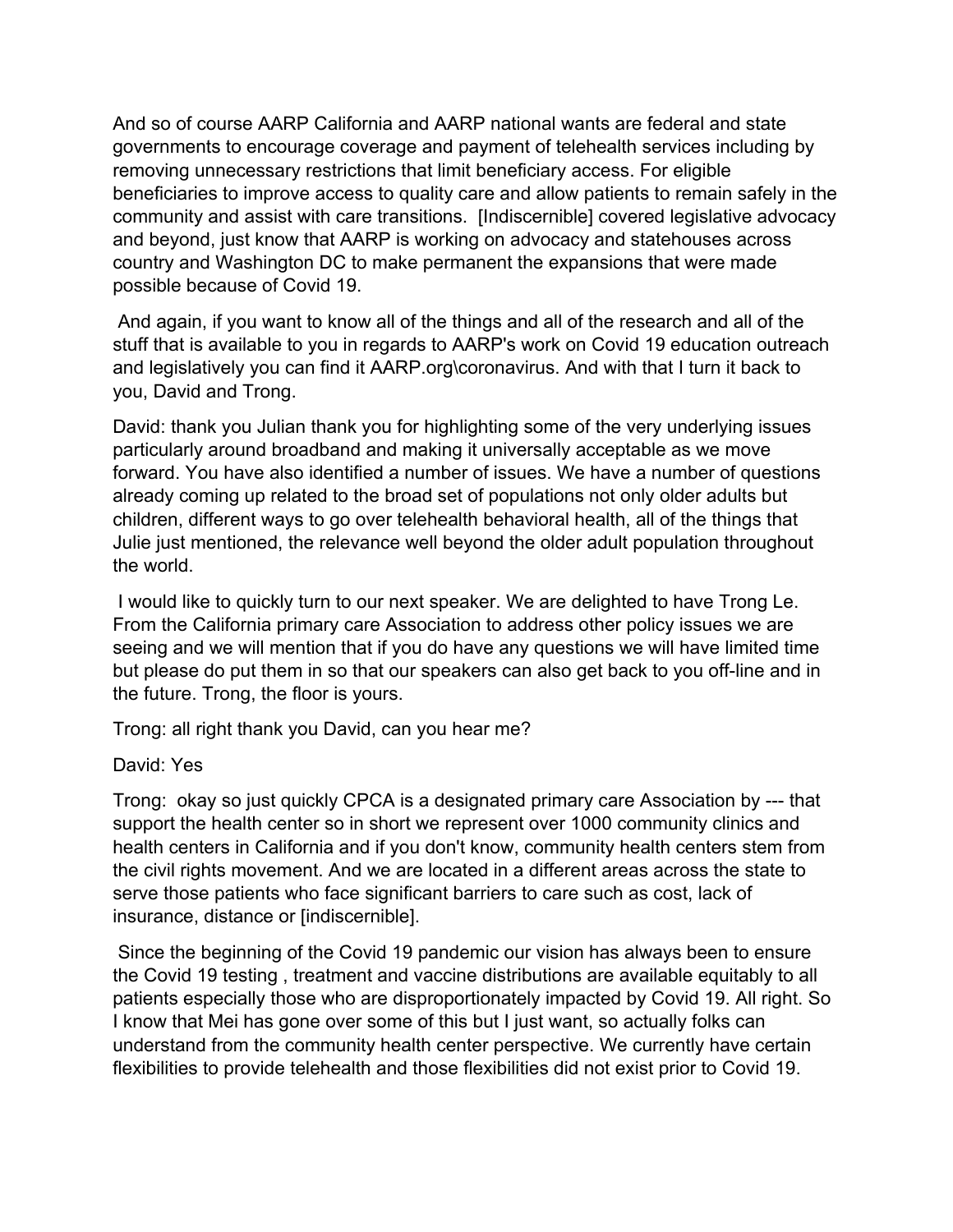And so of course AARP California and AARP national wants are federal and state governments to encourage coverage and payment of telehealth services including by removing unnecessary restrictions that limit beneficiary access. For eligible beneficiaries to improve access to quality care and allow patients to remain safely in the community and assist with care transitions. [Indiscernible] covered legislative advocacy and beyond, just know that AARP is working on advocacy and statehouses across country and Washington DC to make permanent the expansions that were made possible because of Covid 19.

And again, if you want to know all of the things and all of the research and all of the stuff that is available to you in regards to AARP's work on Covid 19 education outreach and legislatively you can find it AARP.org\coronavirus. And with that I turn it back to you, David and Trong.

David: thank you Julian thank you for highlighting some of the very underlying issues particularly around broadband and making it universally acceptable as we move forward. You have also identified a number of issues. We have a number of questions already coming up related to the broad set of populations not only older adults but children, different ways to go over telehealth behavioral health, all of the things that Julie just mentioned, the relevance well beyond the older adult population throughout the world.

I would like to quickly turn to our next speaker. We are delighted to have Trong Le. From the California primary care Association to address other policy issues we are seeing and we will mention that if you do have any questions we will have limited time but please do put them in so that our speakers can also get back to you off-line and in the future. Trong, the floor is yours.

Trong: all right thank you David, can you hear me?

David: Yes

Trong: okay so just quickly CPCA is a designated primary care Association by --- that support the health center so in short we represent over 1000 community clinics and health centers in California and if you don't know, community health centers stem from the civil rights movement. And we are located in a different areas across the state to serve those patients who face significant barriers to care such as cost, lack of insurance, distance or [indiscernible].

Since the beginning of the Covid 19 pandemic our vision has always been to ensure the Covid 19 testing , treatment and vaccine distributions are available equitably to all patients especially those who are disproportionately impacted by Covid 19. All right. So I know that Mei has gone over some of this but I just want, so actually folks can understand from the community health center perspective. We currently have certain flexibilities to provide telehealth and those flexibilities did not exist prior to Covid 19.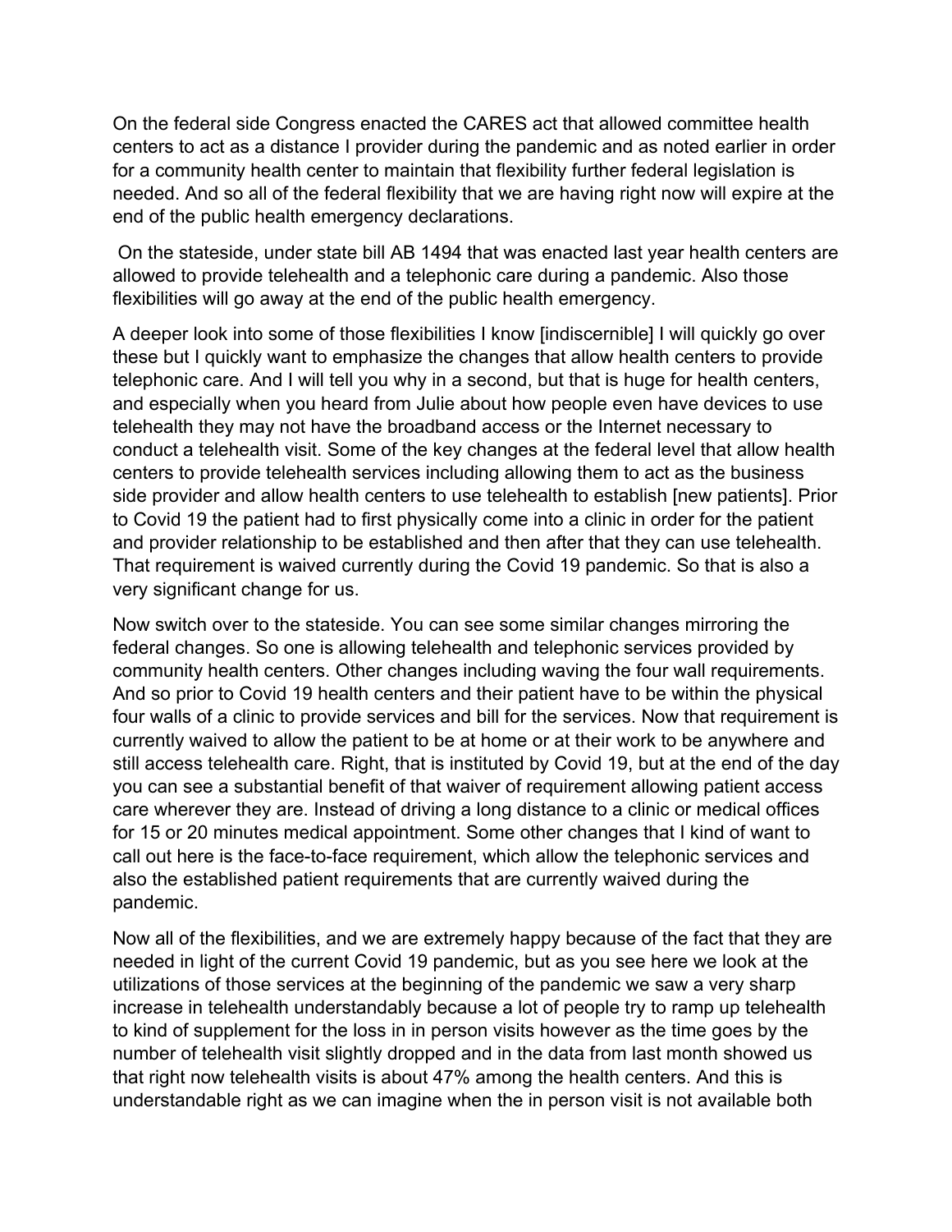On the federal side Congress enacted the CARES act that allowed committee health centers to act as a distance I provider during the pandemic and as noted earlier in order for a community health center to maintain that flexibility further federal legislation is needed. And so all of the federal flexibility that we are having right now will expire at the end of the public health emergency declarations.

On the stateside, under state bill AB 1494 that was enacted last year health centers are allowed to provide telehealth and a telephonic care during a pandemic. Also those flexibilities will go away at the end of the public health emergency.

A deeper look into some of those flexibilities I know [indiscernible] I will quickly go over these but I quickly want to emphasize the changes that allow health centers to provide telephonic care. And I will tell you why in a second, but that is huge for health centers, and especially when you heard from Julie about how people even have devices to use telehealth they may not have the broadband access or the Internet necessary to conduct a telehealth visit. Some of the key changes at the federal level that allow health centers to provide telehealth services including allowing them to act as the business side provider and allow health centers to use telehealth to establish [new patients]. Prior to Covid 19 the patient had to first physically come into a clinic in order for the patient and provider relationship to be established and then after that they can use telehealth. That requirement is waived currently during the Covid 19 pandemic. So that is also a very significant change for us.

Now switch over to the stateside. You can see some similar changes mirroring the federal changes. So one is allowing telehealth and telephonic services provided by community health centers. Other changes including waving the four wall requirements. And so prior to Covid 19 health centers and their patient have to be within the physical four walls of a clinic to provide services and bill for the services. Now that requirement is currently waived to allow the patient to be at home or at their work to be anywhere and still access telehealth care. Right, that is instituted by Covid 19, but at the end of the day you can see a substantial benefit of that waiver of requirement allowing patient access care wherever they are. Instead of driving a long distance to a clinic or medical offices for 15 or 20 minutes medical appointment. Some other changes that I kind of want to call out here is the face-to-face requirement, which allow the telephonic services and also the established patient requirements that are currently waived during the pandemic.

Now all of the flexibilities, and we are extremely happy because of the fact that they are needed in light of the current Covid 19 pandemic, but as you see here we look at the utilizations of those services at the beginning of the pandemic we saw a very sharp increase in telehealth understandably because a lot of people try to ramp up telehealth to kind of supplement for the loss in in person visits however as the time goes by the number of telehealth visit slightly dropped and in the data from last month showed us that right now telehealth visits is about 47% among the health centers. And this is understandable right as we can imagine when the in person visit is not available both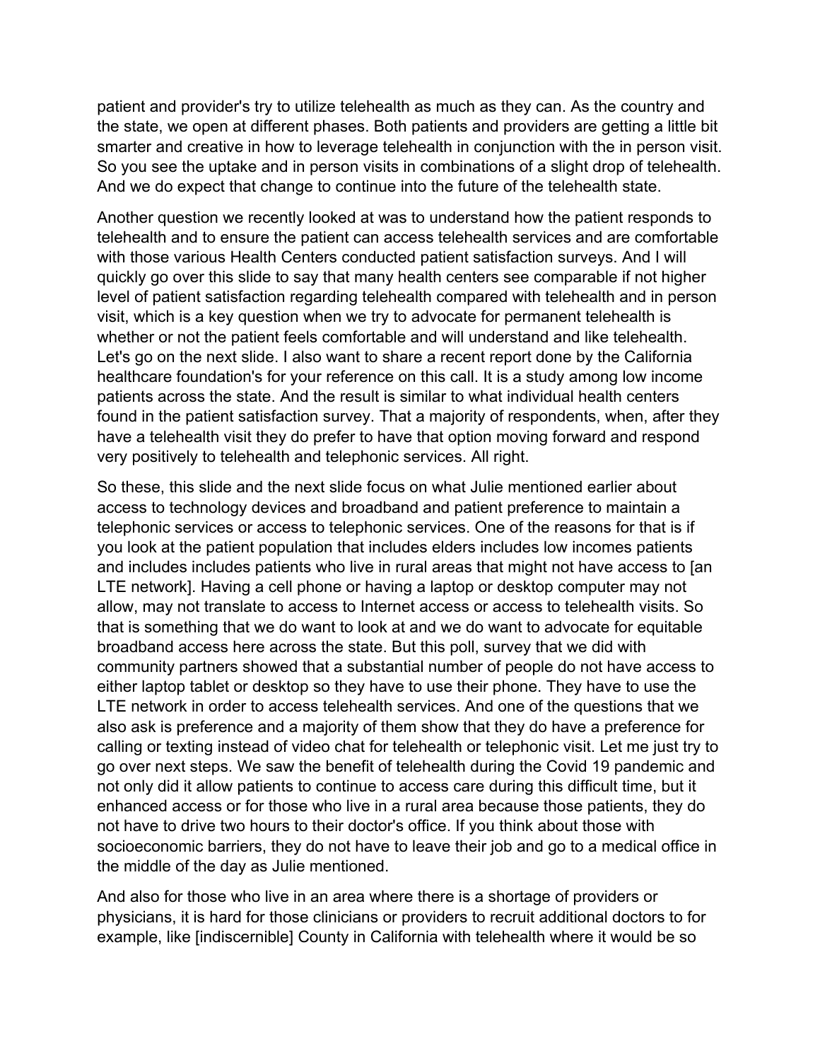patient and provider's try to utilize telehealth as much as they can. As the country and the state, we open at different phases. Both patients and providers are getting a little bit smarter and creative in how to leverage telehealth in conjunction with the in person visit. So you see the uptake and in person visits in combinations of a slight drop of telehealth. And we do expect that change to continue into the future of the telehealth state.

Another question we recently looked at was to understand how the patient responds to telehealth and to ensure the patient can access telehealth services and are comfortable with those various Health Centers conducted patient satisfaction surveys. And I will quickly go over this slide to say that many health centers see comparable if not higher level of patient satisfaction regarding telehealth compared with telehealth and in person visit, which is a key question when we try to advocate for permanent telehealth is whether or not the patient feels comfortable and will understand and like telehealth. Let's go on the next slide. I also want to share a recent report done by the California healthcare foundation's for your reference on this call. It is a study among low income patients across the state. And the result is similar to what individual health centers found in the patient satisfaction survey. That a majority of respondents, when, after they have a telehealth visit they do prefer to have that option moving forward and respond very positively to telehealth and telephonic services. All right.

So these, this slide and the next slide focus on what Julie mentioned earlier about access to technology devices and broadband and patient preference to maintain a telephonic services or access to telephonic services. One of the reasons for that is if you look at the patient population that includes elders includes low incomes patients and includes includes patients who live in rural areas that might not have access to [an LTE network]. Having a cell phone or having a laptop or desktop computer may not allow, may not translate to access to Internet access or access to telehealth visits. So that is something that we do want to look at and we do want to advocate for equitable broadband access here across the state. But this poll, survey that we did with community partners showed that a substantial number of people do not have access to either laptop tablet or desktop so they have to use their phone. They have to use the LTE network in order to access telehealth services. And one of the questions that we also ask is preference and a majority of them show that they do have a preference for calling or texting instead of video chat for telehealth or telephonic visit. Let me just try to go over next steps. We saw the benefit of telehealth during the Covid 19 pandemic and not only did it allow patients to continue to access care during this difficult time, but it enhanced access or for those who live in a rural area because those patients, they do not have to drive two hours to their doctor's office. If you think about those with socioeconomic barriers, they do not have to leave their job and go to a medical office in the middle of the day as Julie mentioned.

And also for those who live in an area where there is a shortage of providers or physicians, it is hard for those clinicians or providers to recruit additional doctors to for example, like [indiscernible] County in California with telehealth where it would be so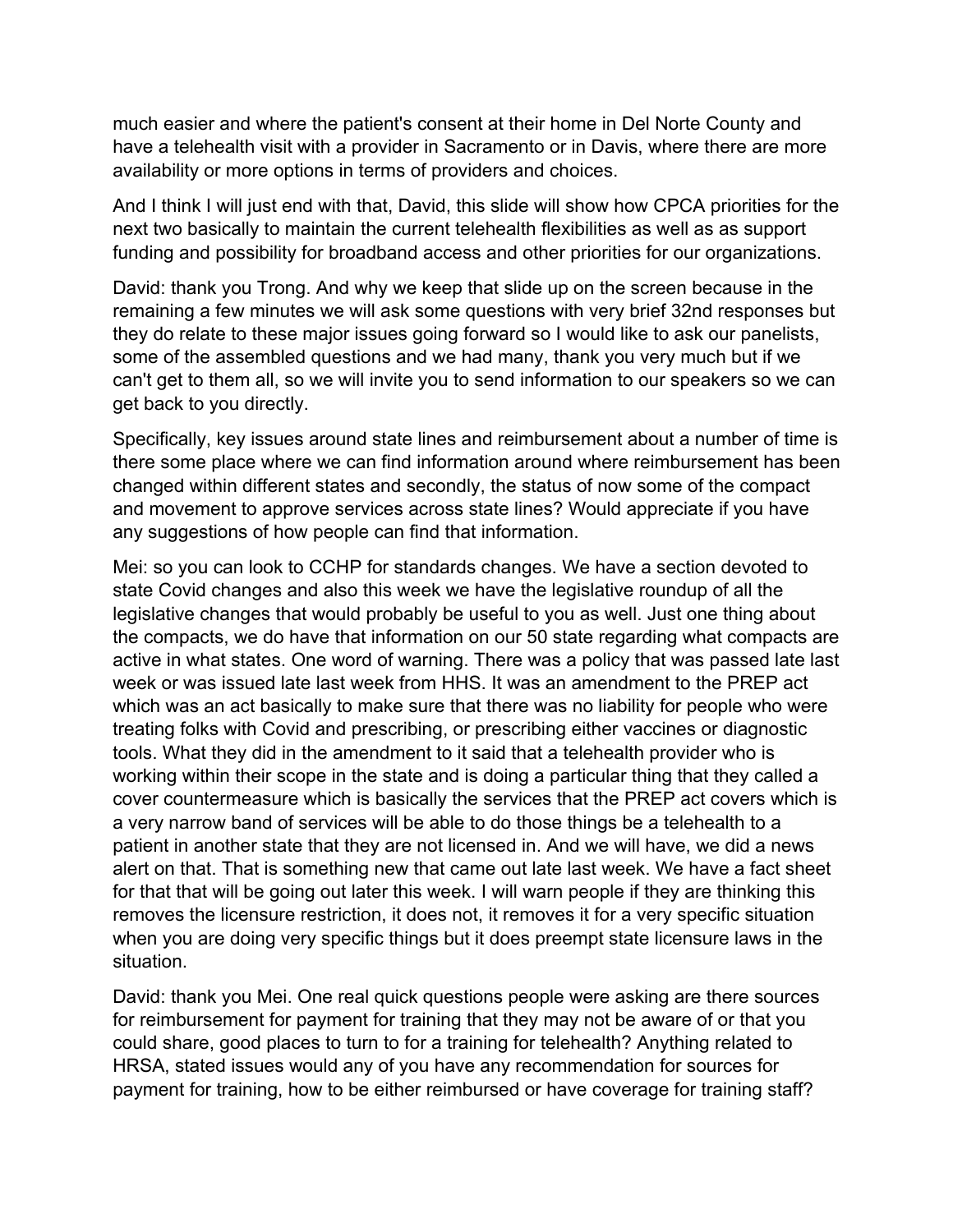much easier and where the patient's consent at their home in Del Norte County and have a telehealth visit with a provider in Sacramento or in Davis, where there are more availability or more options in terms of providers and choices.

And I think I will just end with that, David, this slide will show how CPCA priorities for the next two basically to maintain the current telehealth flexibilities as well as as support funding and possibility for broadband access and other priorities for our organizations.

David: thank you Trong. And why we keep that slide up on the screen because in the remaining a few minutes we will ask some questions with very brief 32nd responses but they do relate to these major issues going forward so I would like to ask our panelists, some of the assembled questions and we had many, thank you very much but if we can't get to them all, so we will invite you to send information to our speakers so we can get back to you directly.

Specifically, key issues around state lines and reimbursement about a number of time is there some place where we can find information around where reimbursement has been changed within different states and secondly, the status of now some of the compact and movement to approve services across state lines? Would appreciate if you have any suggestions of how people can find that information.

Mei: so you can look to CCHP for standards changes. We have a section devoted to state Covid changes and also this week we have the legislative roundup of all the legislative changes that would probably be useful to you as well. Just one thing about the compacts, we do have that information on our 50 state regarding what compacts are active in what states. One word of warning. There was a policy that was passed late last week or was issued late last week from HHS. It was an amendment to the PREP act which was an act basically to make sure that there was no liability for people who were treating folks with Covid and prescribing, or prescribing either vaccines or diagnostic tools. What they did in the amendment to it said that a telehealth provider who is working within their scope in the state and is doing a particular thing that they called a cover countermeasure which is basically the services that the PREP act covers which is a very narrow band of services will be able to do those things be a telehealth to a patient in another state that they are not licensed in. And we will have, we did a news alert on that. That is something new that came out late last week. We have a fact sheet for that that will be going out later this week. I will warn people if they are thinking this removes the licensure restriction, it does not, it removes it for a very specific situation when you are doing very specific things but it does preempt state licensure laws in the situation.

David: thank you Mei. One real quick questions people were asking are there sources for reimbursement for payment for training that they may not be aware of or that you could share, good places to turn to for a training for telehealth? Anything related to HRSA, stated issues would any of you have any recommendation for sources for payment for training, how to be either reimbursed or have coverage for training staff?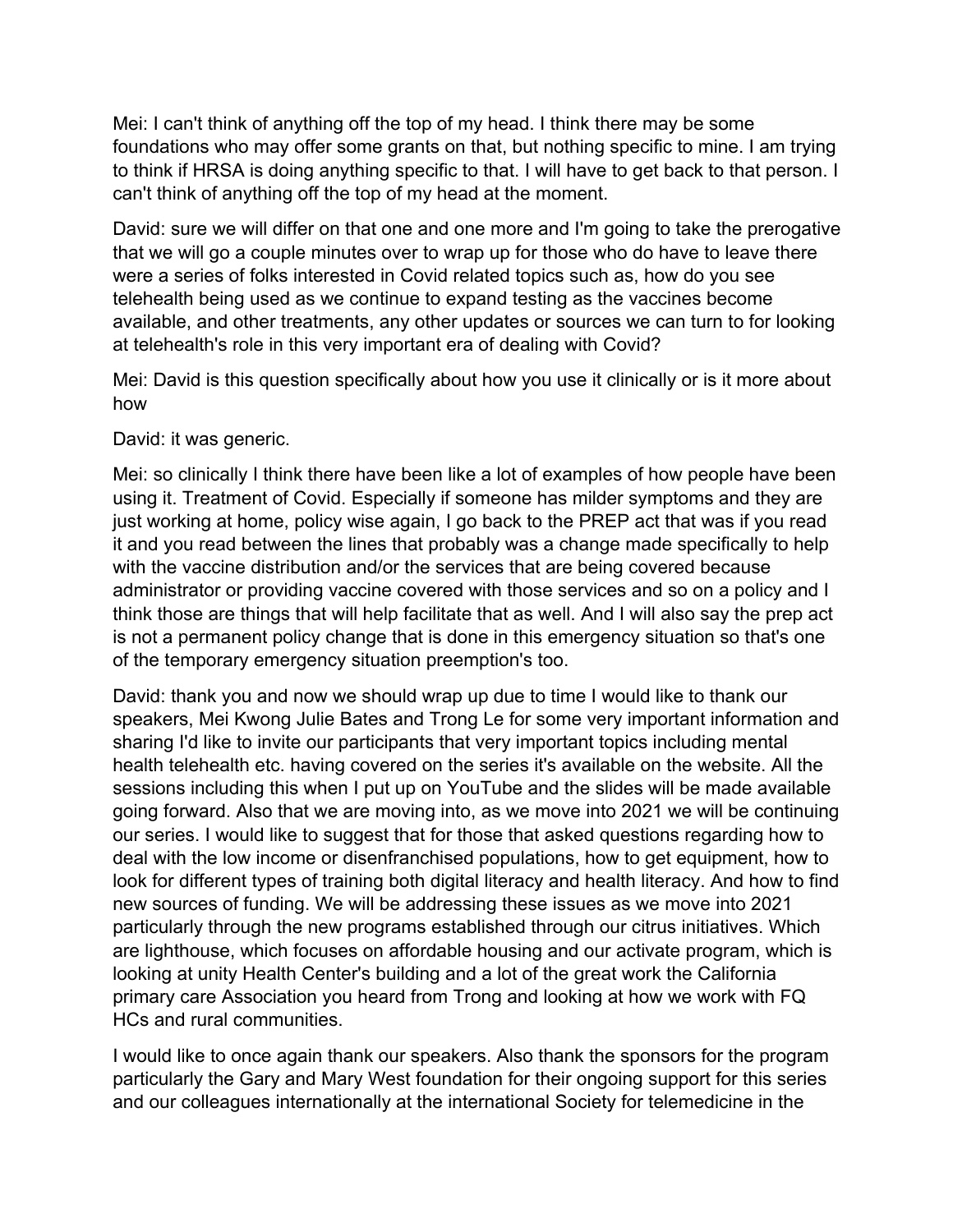Mei: I can't think of anything off the top of my head. I think there may be some foundations who may offer some grants on that, but nothing specific to mine. I am trying to think if HRSA is doing anything specific to that. I will have to get back to that person. I can't think of anything off the top of my head at the moment.

David: sure we will differ on that one and one more and I'm going to take the prerogative that we will go a couple minutes over to wrap up for those who do have to leave there were a series of folks interested in Covid related topics such as, how do you see telehealth being used as we continue to expand testing as the vaccines become available, and other treatments, any other updates or sources we can turn to for looking at telehealth's role in this very important era of dealing with Covid?

Mei: David is this question specifically about how you use it clinically or is it more about how

David: it was generic.

Mei: so clinically I think there have been like a lot of examples of how people have been using it. Treatment of Covid. Especially if someone has milder symptoms and they are just working at home, policy wise again, I go back to the PREP act that was if you read it and you read between the lines that probably was a change made specifically to help with the vaccine distribution and/or the services that are being covered because administrator or providing vaccine covered with those services and so on a policy and I think those are things that will help facilitate that as well. And I will also say the prep act is not a permanent policy change that is done in this emergency situation so that's one of the temporary emergency situation preemption's too.

David: thank you and now we should wrap up due to time I would like to thank our speakers, Mei Kwong Julie Bates and Trong Le for some very important information and sharing I'd like to invite our participants that very important topics including mental health telehealth etc. having covered on the series it's available on the website. All the sessions including this when I put up on YouTube and the slides will be made available going forward. Also that we are moving into, as we move into 2021 we will be continuing our series. I would like to suggest that for those that asked questions regarding how to deal with the low income or disenfranchised populations, how to get equipment, how to look for different types of training both digital literacy and health literacy. And how to find new sources of funding. We will be addressing these issues as we move into 2021 particularly through the new programs established through our citrus initiatives. Which are lighthouse, which focuses on affordable housing and our activate program, which is looking at unity Health Center's building and a lot of the great work the California primary care Association you heard from Trong and looking at how we work with FQ HCs and rural communities.

I would like to once again thank our speakers. Also thank the sponsors for the program particularly the Gary and Mary West foundation for their ongoing support for this series and our colleagues internationally at the international Society for telemedicine in the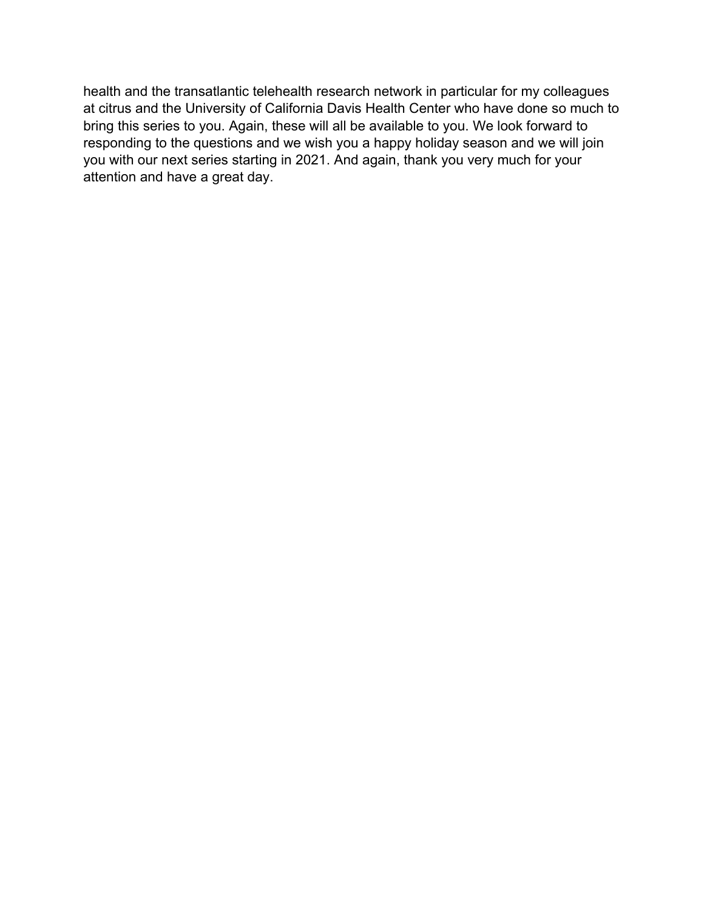health and the transatlantic telehealth research network in particular for my colleagues at citrus and the University of California Davis Health Center who have done so much to bring this series to you. Again, these will all be available to you. We look forward to responding to the questions and we wish you a happy holiday season and we will join you with our next series starting in 2021. And again, thank you very much for your attention and have a great day.